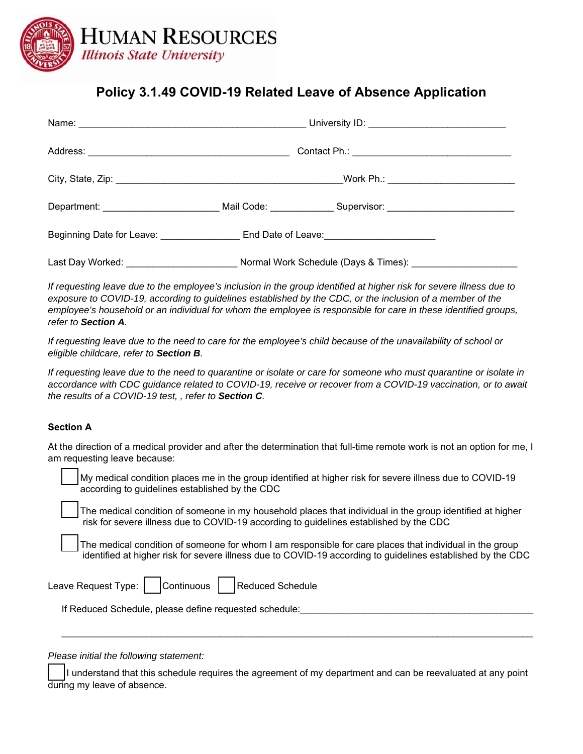HUMAN RESOURCES
*Illinois State University*

# Policy 3.1.49 COVID-19 Related Leave of Absence Application

Name: ___________________________________________ University ID: __________________________

Address: ______________________________________ Contact Ph.: ______________________________

City, State, Zip: ___________________________________________Work Ph.: ________________________

Department: ______________________ Mail Code: ____________ Supervisor: ________________________

Beginning Date for Leave: _______________ End Date of Leave:_____________________

Last Day Worked: _____________________ Normal Work Schedule (Days & Times): ____________________

*If requesting leave due to the employee's inclusion in the group identified at higher risk for severe illness due to exposure to COVID-19, according to guidelines established by the CDC, or the inclusion of a member of the employee's household or an individual for whom the employee is responsible for care in these identified groups, refer to **Section A**.*

*If requesting leave due to the need to care for the employee's child because of the unavailability of school or eligible childcare, refer to **Section B**.*

*If requesting leave due to the need to quarantine or isolate or care for someone who must quarantine or isolate in accordance with CDC guidance related to COVID-19, receive or recover from a COVID-19 vaccination, or to await the results of a COVID-19 test, , refer to **Section C**.*

### Section A

At the direction of a medical provider and after the determination that full-time remote work is not an option for me, I am requesting leave because:

- ☐ My medical condition places me in the group identified at higher risk for severe illness due to COVID-19 according to guidelines established by the CDC
- ☐ The medical condition of someone in my household places that individual in the group identified at higher risk for severe illness due to COVID-19 according to guidelines established by the CDC
- ☐ The medical condition of someone for whom I am responsible for care places that individual in the group identified at higher risk for severe illness due to COVID-19 according to guidelines established by the CDC

Leave Request Type: ☐ Continuous ☐ Reduced Schedule

If Reduced Schedule, please define requested schedule:_____________________________________________

_____________________________________________________________________________________________

*Please initial the following statement:*

☐ I understand that this schedule requires the agreement of my department and can be reevaluated at any point during my leave of absence.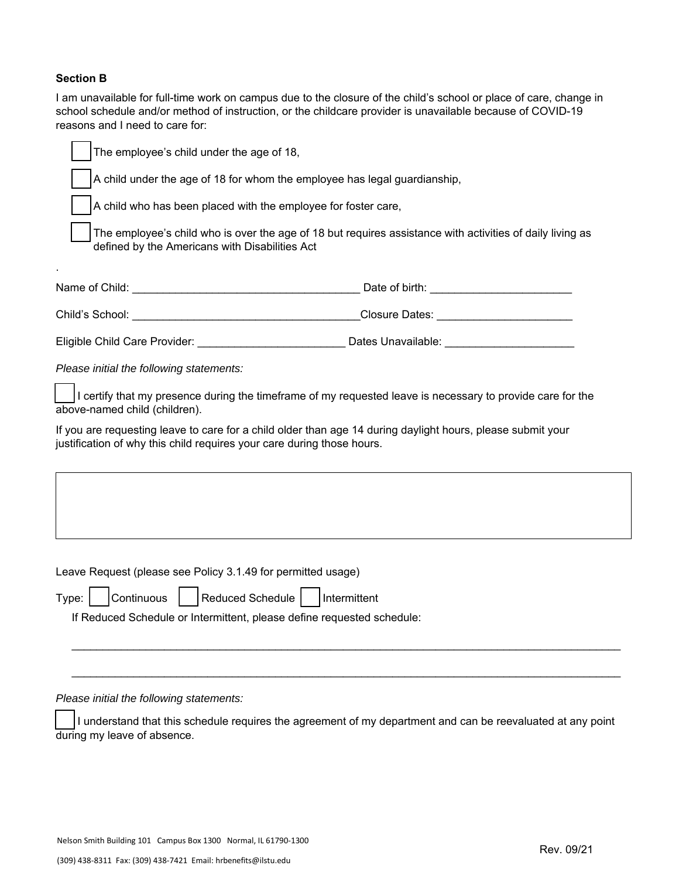**Section B**

I am unavailable for full-time work on campus due to the closure of the child's school or place of care, change in school schedule and/or method of instruction, or the childcare provider is unavailable because of COVID-19 reasons and I need to care for:

- ☐ The employee's child under the age of 18,
- ☐ A child under the age of 18 for whom the employee has legal guardianship,
- ☐ A child who has been placed with the employee for foster care,
- ☐ The employee's child who is over the age of 18 but requires assistance with activities of daily living as defined by the Americans with Disabilities Act

.

Name of Child: ____________________________________ Date of birth: ______________________

Child's School: ____________________________________ Closure Dates: _____________________

Eligible Child Care Provider: _______________________ Dates Unavailable: ____________________

*Please initial the following statements:*

☐ I certify that my presence during the timeframe of my requested leave is necessary to provide care for the above-named child (children).

If you are requesting leave to care for a child older than age 14 during daylight hours, please submit your justification of why this child requires your care during those hours.

| |
|---|
| |

Leave Request (please see Policy 3.1.49 for permitted usage)

Type: ☐ Continuous ☐ Reduced Schedule ☐ Intermittent

If Reduced Schedule or Intermittent, please define requested schedule:

______________________________________________________________________________________

______________________________________________________________________________________

*Please initial the following statements:*

☐ I understand that this schedule requires the agreement of my department and can be reevaluated at any point during my leave of absence.

Nelson Smith Building 101 Campus Box 1300 Normal, IL 61790-1300

(309) 438-8311 Fax: (309) 438-7421 Email: hrbenefits@ilstu.edu

Rev. 09/21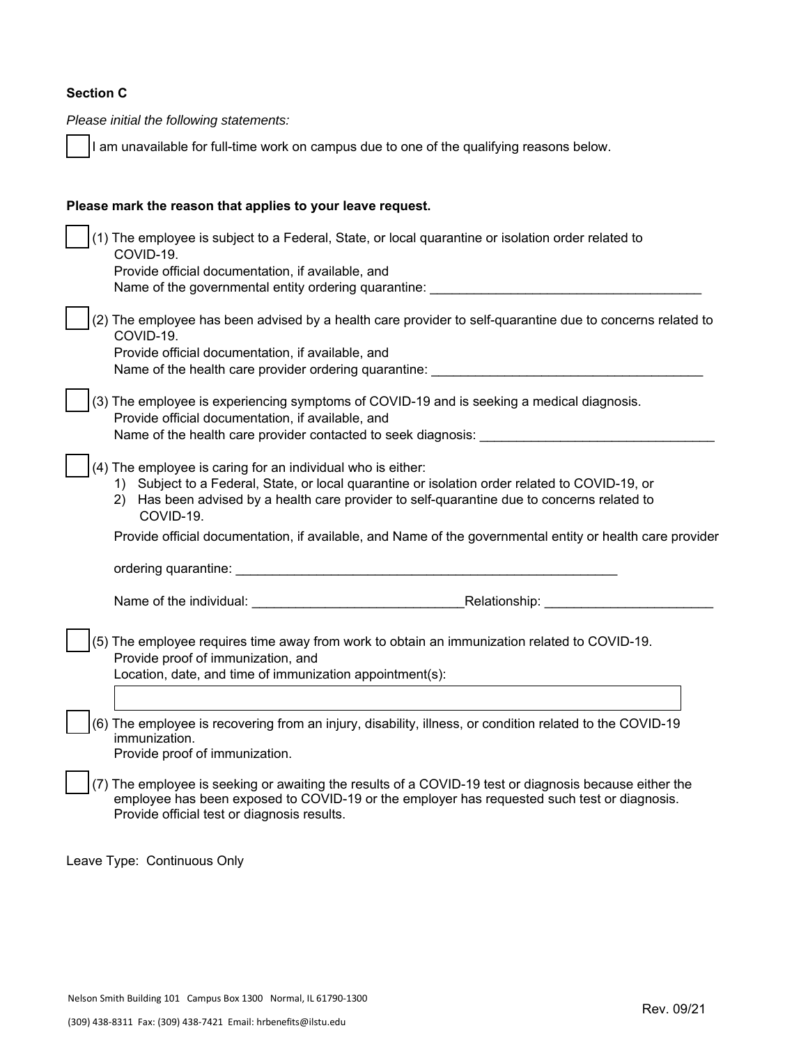**Section C**

*Please initial the following statements:*

☐ I am unavailable for full-time work on campus due to one of the qualifying reasons below.

**Please mark the reason that applies to your leave request.**

☐ (1) The employee is subject to a Federal, State, or local quarantine or isolation order related to COVID-19.
Provide official documentation, if available, and
Name of the governmental entity ordering quarantine: ______________________________________

☐ (2) The employee has been advised by a health care provider to self-quarantine due to concerns related to COVID-19.
Provide official documentation, if available, and
Name of the health care provider ordering quarantine: ______________________________________

☐ (3) The employee is experiencing symptoms of COVID-19 and is seeking a medical diagnosis.
Provide official documentation, if available, and
Name of the health care provider contacted to seek diagnosis: ________________________________

☐ (4) The employee is caring for an individual who is either:

1. Subject to a Federal, State, or local quarantine or isolation order related to COVID-19, or
2. Has been advised by a health care provider to self-quarantine due to concerns related to COVID-19.

Provide official documentation, if available, and Name of the governmental entity or health care provider

ordering quarantine: ______________________________________________________

Name of the individual: _____________________________ Relationship: _______________________

☐ (5) The employee requires time away from work to obtain an immunization related to COVID-19.
Provide proof of immunization, and
Location, date, and time of immunization appointment(s):

☐ (6) The employee is recovering from an injury, disability, illness, or condition related to the COVID-19 immunization.
Provide proof of immunization.

☐ (7) The employee is seeking or awaiting the results of a COVID-19 test or diagnosis because either the employee has been exposed to COVID-19 or the employer has requested such test or diagnosis.
Provide official test or diagnosis results.

Leave Type: Continuous Only

Nelson Smith Building 101 Campus Box 1300 Normal, IL 61790-1300

(309) 438-8311 Fax: (309) 438-7421 Email: hrbenefits@ilstu.edu

Rev. 09/21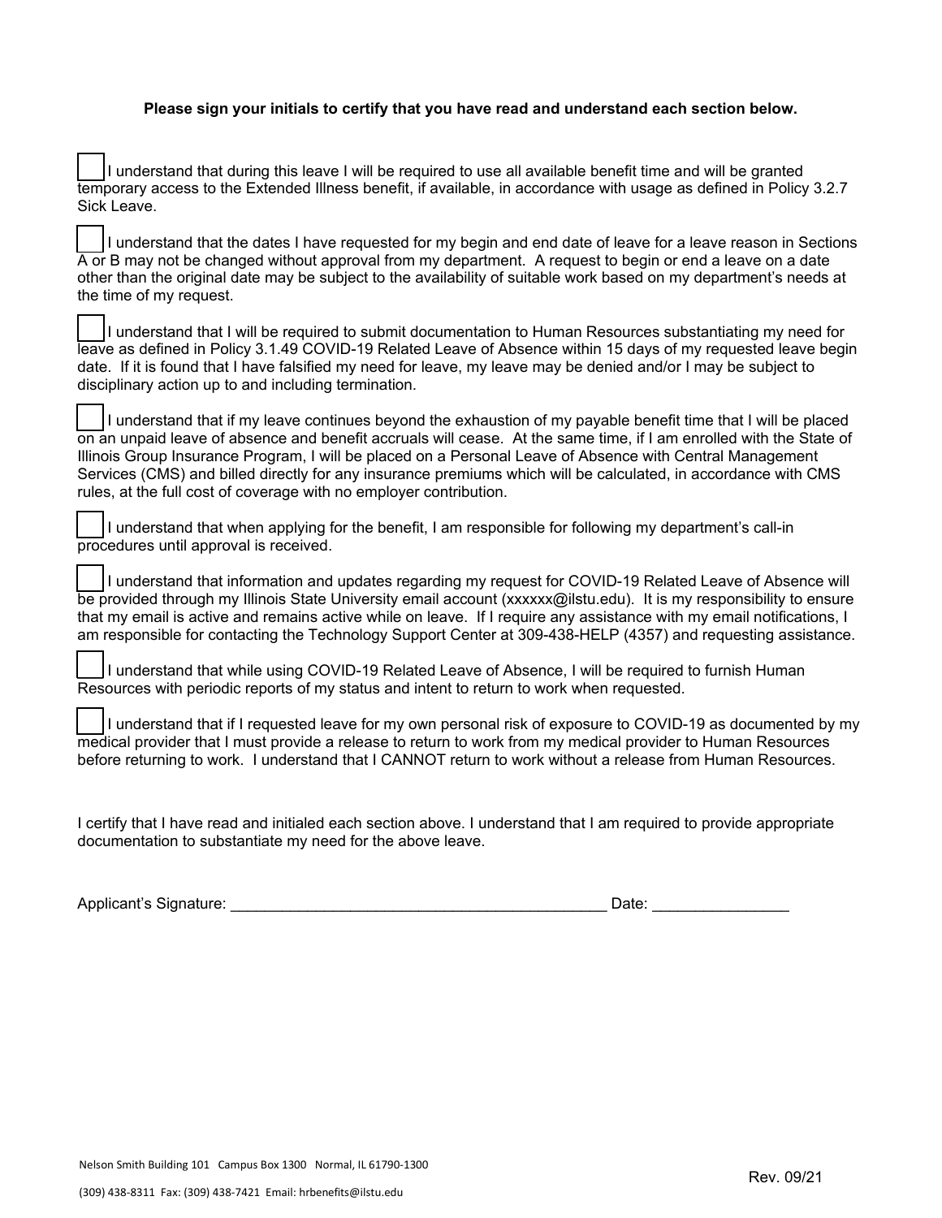**Please sign your initials to certify that you have read and understand each section below.**

☐ I understand that during this leave I will be required to use all available benefit time and will be granted temporary access to the Extended Illness benefit, if available, in accordance with usage as defined in Policy 3.2.7 Sick Leave.

☐ I understand that the dates I have requested for my begin and end date of leave for a leave reason in Sections A or B may not be changed without approval from my department. A request to begin or end a leave on a date other than the original date may be subject to the availability of suitable work based on my department's needs at the time of my request.

☐ I understand that I will be required to submit documentation to Human Resources substantiating my need for leave as defined in Policy 3.1.49 COVID-19 Related Leave of Absence within 15 days of my requested leave begin date. If it is found that I have falsified my need for leave, my leave may be denied and/or I may be subject to disciplinary action up to and including termination.

☐ I understand that if my leave continues beyond the exhaustion of my payable benefit time that I will be placed on an unpaid leave of absence and benefit accruals will cease. At the same time, if I am enrolled with the State of Illinois Group Insurance Program, I will be placed on a Personal Leave of Absence with Central Management Services (CMS) and billed directly for any insurance premiums which will be calculated, in accordance with CMS rules, at the full cost of coverage with no employer contribution.

☐ I understand that when applying for the benefit, I am responsible for following my department's call-in procedures until approval is received.

☐ I understand that information and updates regarding my request for COVID-19 Related Leave of Absence will be provided through my Illinois State University email account (xxxxxx@ilstu.edu). It is my responsibility to ensure that my email is active and remains active while on leave. If I require any assistance with my email notifications, I am responsible for contacting the Technology Support Center at 309-438-HELP (4357) and requesting assistance.

☐ I understand that while using COVID-19 Related Leave of Absence, I will be required to furnish Human Resources with periodic reports of my status and intent to return to work when requested.

☐ I understand that if I requested leave for my own personal risk of exposure to COVID-19 as documented by my medical provider that I must provide a release to return to work from my medical provider to Human Resources before returning to work. I understand that I CANNOT return to work without a release from Human Resources.

I certify that I have read and initialed each section above. I understand that I am required to provide appropriate documentation to substantiate my need for the above leave.

Applicant's Signature: ____________________________________________ Date: _______________

Nelson Smith Building 101 Campus Box 1300 Normal, IL 61790-1300

(309) 438-8311 Fax: (309) 438-7421 Email: hrbenefits@ilstu.edu

Rev. 09/21